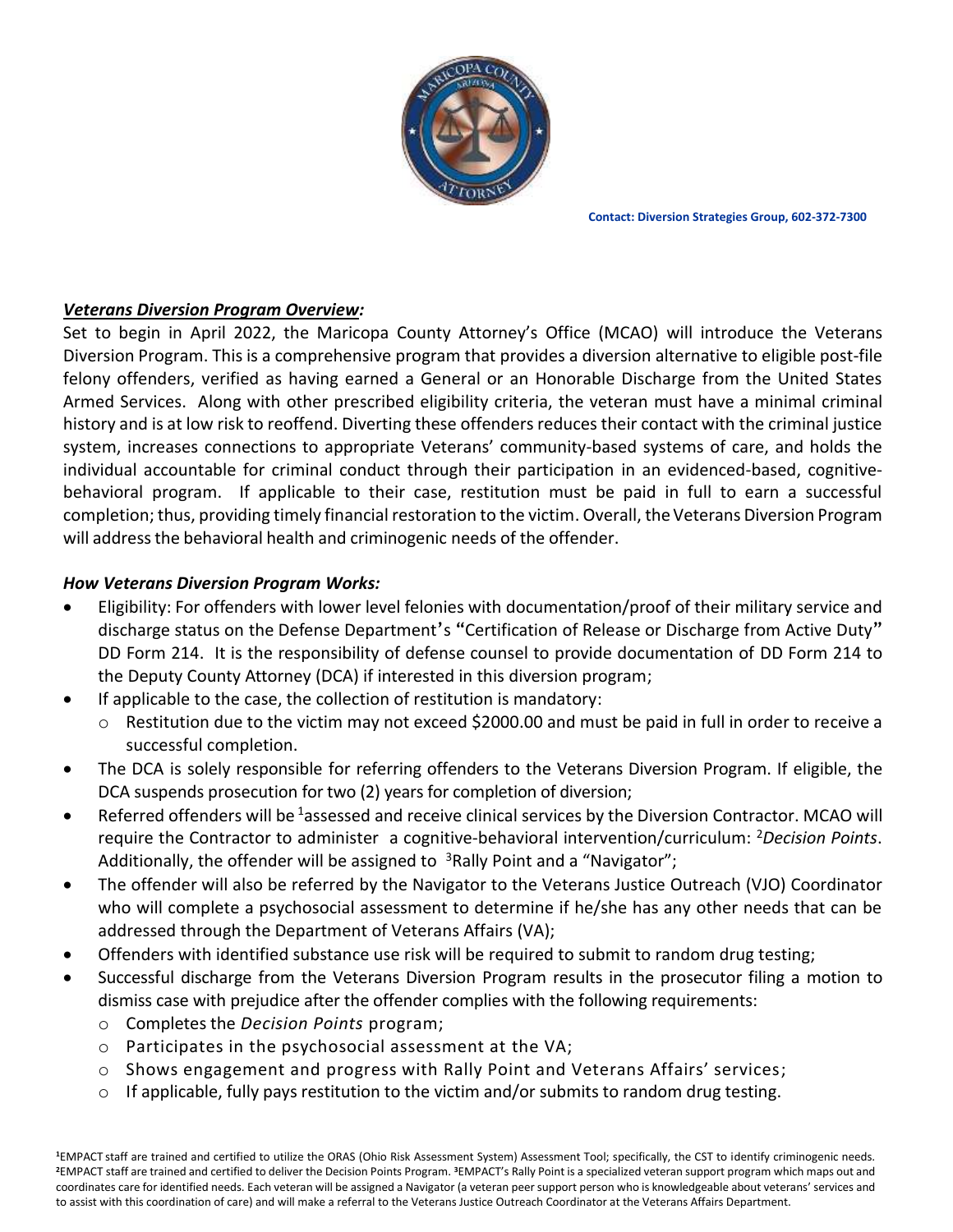**Contact: Diversion Strategies Group, 602-372-7300**

***Veterans Diversion Program Overview:***

Set to begin in April 2022, the Maricopa County Attorney's Office (MCAO) will introduce the Veterans Diversion Program. This is a comprehensive program that provides a diversion alternative to eligible post-file felony offenders, verified as having earned a General or an Honorable Discharge from the United States Armed Services. Along with other prescribed eligibility criteria, the veteran must have a minimal criminal history and is at low risk to reoffend. Diverting these offenders reduces their contact with the criminal justice system, increases connections to appropriate Veterans' community-based systems of care, and holds the individual accountable for criminal conduct through their participation in an evidenced-based, cognitive-behavioral program. If applicable to their case, restitution must be paid in full to earn a successful completion; thus, providing timely financial restoration to the victim. Overall, the Veterans Diversion Program will address the behavioral health and criminogenic needs of the offender.

***How Veterans Diversion Program Works:***

- Eligibility: For offenders with lower level felonies with documentation/proof of their military service and discharge status on the Defense Department's "Certification of Release or Discharge from Active Duty" DD Form 214. It is the responsibility of defense counsel to provide documentation of DD Form 214 to the Deputy County Attorney (DCA) if interested in this diversion program;
- If applicable to the case, the collection of restitution is mandatory:
  - Restitution due to the victim may not exceed $2000.00 and must be paid in full in order to receive a successful completion.
- The DCA is solely responsible for referring offenders to the Veterans Diversion Program. If eligible, the DCA suspends prosecution for two (2) years for completion of diversion;
- Referred offenders will be [1]assessed and receive clinical services by the Diversion Contractor. MCAO will require the Contractor to administer a cognitive-behavioral intervention/curriculum: [2]*Decision Points*. Additionally, the offender will be assigned to [3]Rally Point and a "Navigator";
- The offender will also be referred by the Navigator to the Veterans Justice Outreach (VJO) Coordinator who will complete a psychosocial assessment to determine if he/she has any other needs that can be addressed through the Department of Veterans Affairs (VA);
- Offenders with identified substance use risk will be required to submit to random drug testing;
- Successful discharge from the Veterans Diversion Program results in the prosecutor filing a motion to dismiss case with prejudice after the offender complies with the following requirements:
  - Completes the *Decision Points* program;
  - Participates in the psychosocial assessment at the VA;
  - Shows engagement and progress with Rally Point and Veterans Affairs' services;
  - If applicable, fully pays restitution to the victim and/or submits to random drug testing.

[1]EMPACT staff are trained and certified to utilize the ORAS (Ohio Risk Assessment System) Assessment Tool; specifically, the CST to identify criminogenic needs. [2]EMPACT staff are trained and certified to deliver the Decision Points Program. [3]EMPACT's Rally Point is a specialized veteran support program which maps out and coordinates care for identified needs. Each veteran will be assigned a Navigator (a veteran peer support person who is knowledgeable about veterans' services and to assist with this coordination of care) and will make a referral to the Veterans Justice Outreach Coordinator at the Veterans Affairs Department.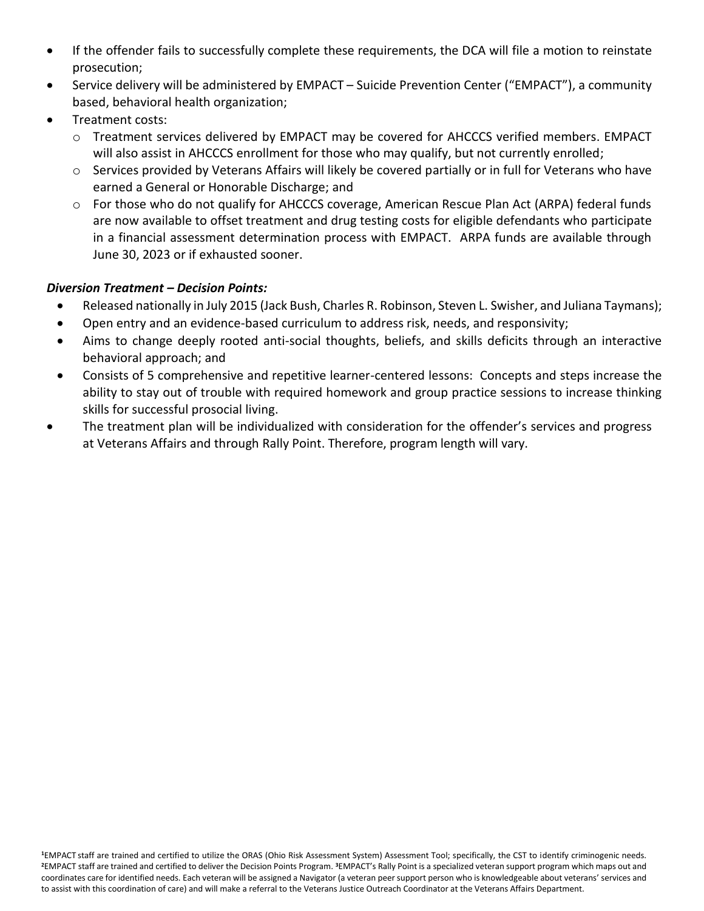- If the offender fails to successfully complete these requirements, the DCA will file a motion to reinstate prosecution;
- Service delivery will be administered by EMPACT – Suicide Prevention Center ("EMPACT"), a community based, behavioral health organization;
- Treatment costs:
  - Treatment services delivered by EMPACT may be covered for AHCCCS verified members. EMPACT will also assist in AHCCCS enrollment for those who may qualify, but not currently enrolled;
  - Services provided by Veterans Affairs will likely be covered partially or in full for Veterans who have earned a General or Honorable Discharge; and
  - For those who do not qualify for AHCCCS coverage, American Rescue Plan Act (ARPA) federal funds are now available to offset treatment and drug testing costs for eligible defendants who participate in a financial assessment determination process with EMPACT. ARPA funds are available through June 30, 2023 or if exhausted sooner.

***Diversion Treatment – Decision Points:***

- Released nationally in July 2015 (Jack Bush, Charles R. Robinson, Steven L. Swisher, and Juliana Taymans);
- Open entry and an evidence-based curriculum to address risk, needs, and responsivity;
- Aims to change deeply rooted anti-social thoughts, beliefs, and skills deficits through an interactive behavioral approach; and
- Consists of 5 comprehensive and repetitive learner-centered lessons: Concepts and steps increase the ability to stay out of trouble with required homework and group practice sessions to increase thinking skills for successful prosocial living.
- The treatment plan will be individualized with consideration for the offender's services and progress at Veterans Affairs and through Rally Point. Therefore, program length will vary.

[1]EMPACT staff are trained and certified to utilize the ORAS (Ohio Risk Assessment System) Assessment Tool; specifically, the CST to identify criminogenic needs. [2]EMPACT staff are trained and certified to deliver the Decision Points Program. [3]EMPACT's Rally Point is a specialized veteran support program which maps out and coordinates care for identified needs. Each veteran will be assigned a Navigator (a veteran peer support person who is knowledgeable about veterans' services and to assist with this coordination of care) and will make a referral to the Veterans Justice Outreach Coordinator at the Veterans Affairs Department.